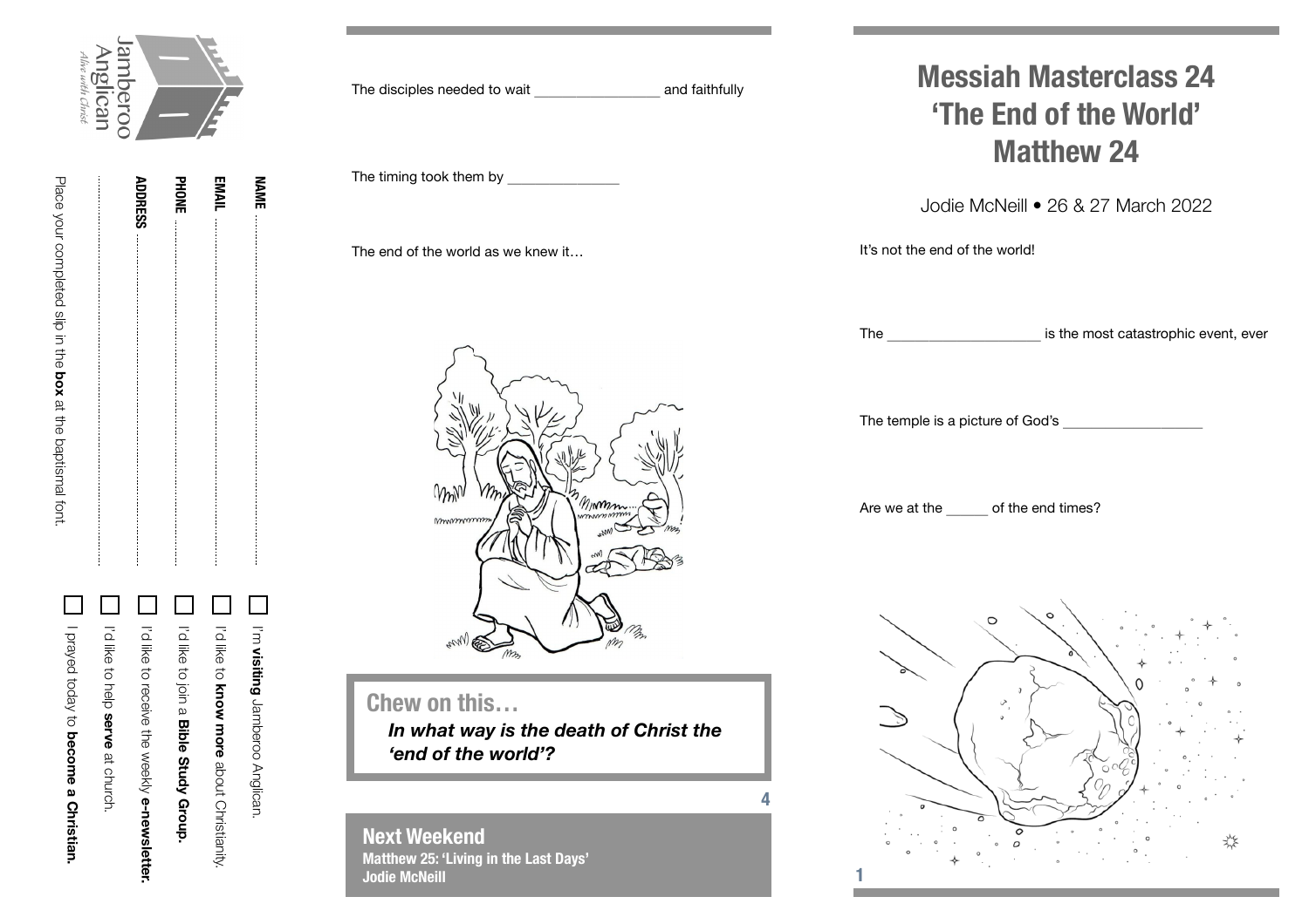# Messiah Masterclass 24
# 'The End of the World'
# Matthew 24

Jodie McNeill • 26 & 27 March 2022

It's not the end of the world!

The ____________________ is the most catastrophic event, ever

The temple is a picture of God's __________________

Are we at the _____ of the end times?

The disciples needed to wait ________________ and faithfully

The timing took them by ______________

The end of the world as we knew it…

## Chew on this…

***In what way is the death of Christ the 'end of the world'?***

## Next Weekend

**Matthew 25: 'Living in the Last Days'**
**Jodie McNeill**

Jamberoo Anglican
*Alive with Christ*

**NAME** ..............................................................

**EMAIL** ..............................................................

**PHONE** ..............................................................

**ADDRESS** ..............................................................

..............................................................

- [ ] I'm **visiting** Jamberoo Anglican.
- [ ] I'd like to **know more** about Christianity.
- [ ] I'd like to join a **Bible Study Group.**
- [ ] I'd like to receive the weekly **e-newsletter.**
- [ ] I'd like to help **serve** at church.
- [ ] I prayed today to **become a Christian.**

Place your completed slip in the **box** at the baptismal font.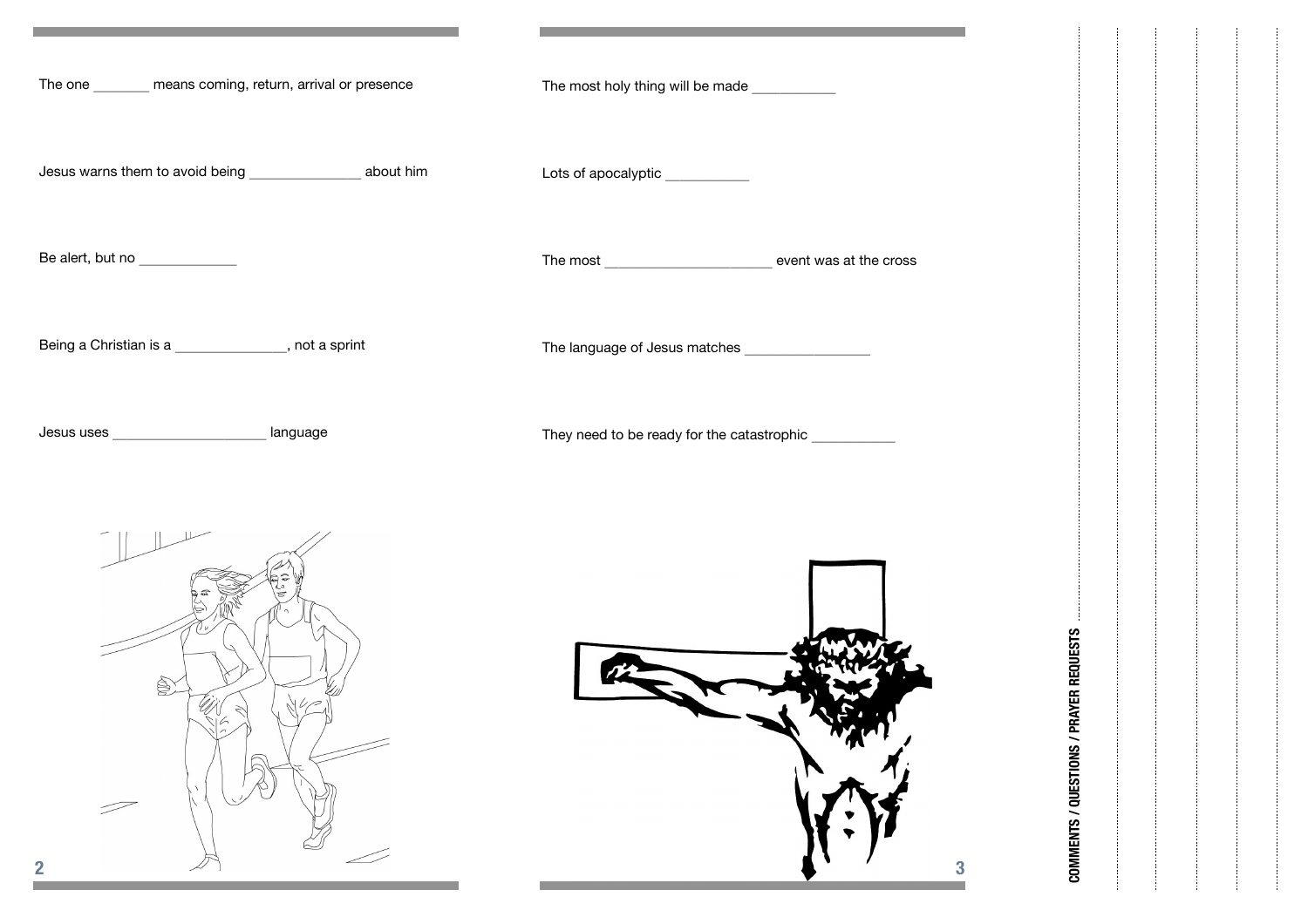The one _______ means coming, return, arrival or presence

Jesus warns them to avoid being ______________ about him

Be alert, but no ____________

Being a Christian is a ______________, not a sprint

Jesus uses ____________________ language

The most holy thing will be made ___________

Lots of apocalyptic ___________

The most ______________________ event was at the cross

The language of Jesus matches ________________

They need to be ready for the catastrophic ___________

**COMMENTS / QUESTIONS / PRAYER REQUESTS**